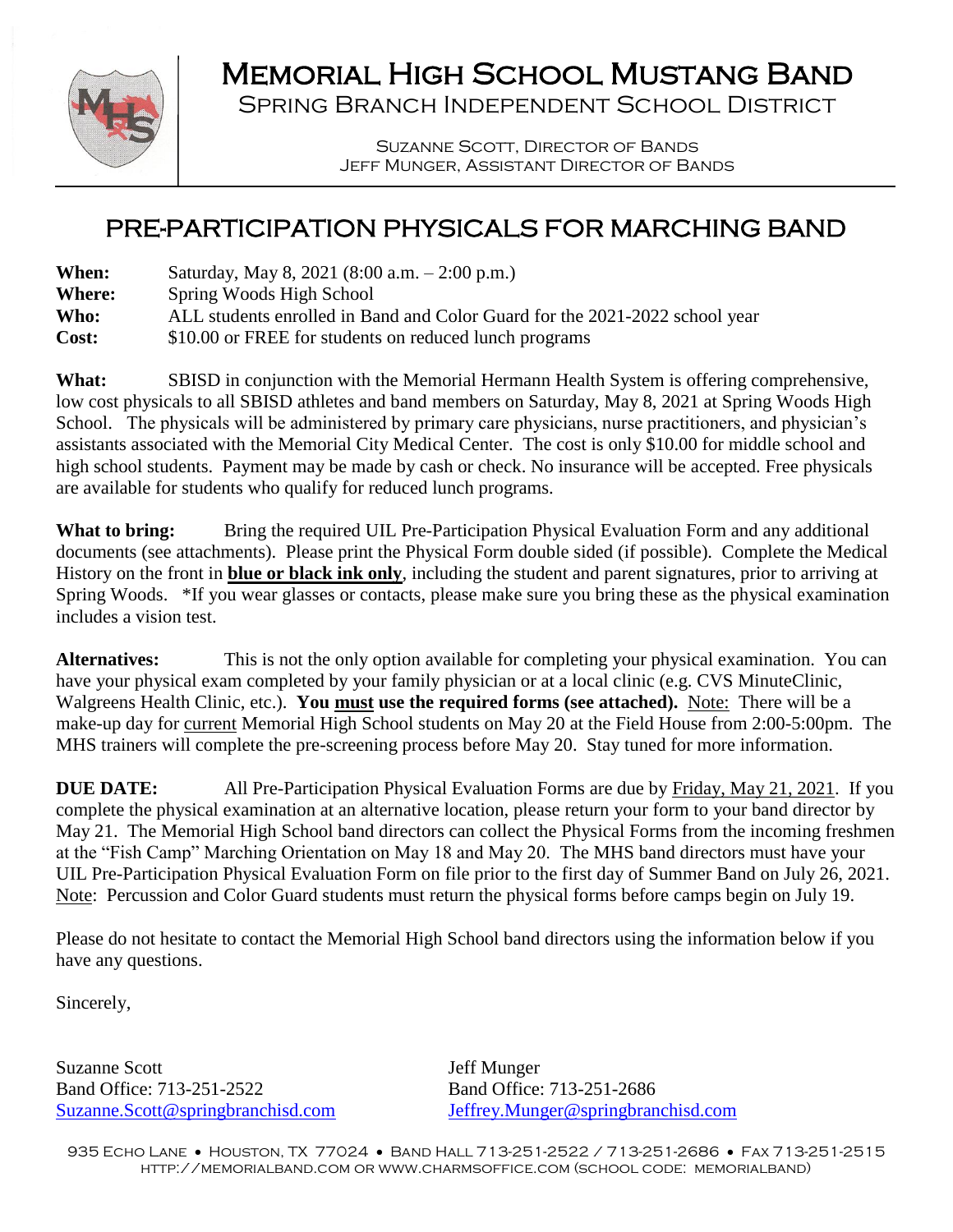# Memorial High School Mustang Band

Spring Branch Independent School District

Suzanne Scott, Director of Bands
Jeff Munger, Assistant Director of Bands

## PRE-PARTICIPATION PHYSICALS FOR MARCHING BAND

**When:** Saturday, May 8, 2021 (8:00 a.m. – 2:00 p.m.)
**Where:** Spring Woods High School
**Who:** ALL students enrolled in Band and Color Guard for the 2021-2022 school year
**Cost:** $10.00 or FREE for students on reduced lunch programs

**What:** SBISD in conjunction with the Memorial Hermann Health System is offering comprehensive, low cost physicals to all SBISD athletes and band members on Saturday, May 8, 2021 at Spring Woods High School. The physicals will be administered by primary care physicians, nurse practitioners, and physician's assistants associated with the Memorial City Medical Center. The cost is only $10.00 for middle school and high school students. Payment may be made by cash or check. No insurance will be accepted. Free physicals are available for students who qualify for reduced lunch programs.

**What to bring:** Bring the required UIL Pre-Participation Physical Evaluation Form and any additional documents (see attachments). Please print the Physical Form double sided (if possible). Complete the Medical History on the front in **blue or black ink only**, including the student and parent signatures, prior to arriving at Spring Woods. *If you wear glasses or contacts, please make sure you bring these as the physical examination includes a vision test.

**Alternatives:** This is not the only option available for completing your physical examination. You can have your physical exam completed by your family physician or at a local clinic (e.g. CVS MinuteClinic, Walgreens Health Clinic, etc.). **You must use the required forms (see attached).** Note: There will be a make-up day for current Memorial High School students on May 20 at the Field House from 2:00-5:00pm. The MHS trainers will complete the pre-screening process before May 20. Stay tuned for more information.

**DUE DATE:** All Pre-Participation Physical Evaluation Forms are due by Friday, May 21, 2021. If you complete the physical examination at an alternative location, please return your form to your band director by May 21. The Memorial High School band directors can collect the Physical Forms from the incoming freshmen at the "Fish Camp" Marching Orientation on May 18 and May 20. The MHS band directors must have your UIL Pre-Participation Physical Evaluation Form on file prior to the first day of Summer Band on July 26, 2021. Note: Percussion and Color Guard students must return the physical forms before camps begin on July 19.

Please do not hesitate to contact the Memorial High School band directors using the information below if you have any questions.

Sincerely,

Suzanne Scott
Band Office: 713-251-2522
Suzanne.Scott@springbranchisd.com

Jeff Munger
Band Office: 713-251-2686
Jeffrey.Munger@springbranchisd.com

935 Echo Lane • Houston, TX 77024 • Band Hall 713-251-2522 / 713-251-2686 • Fax 713-251-2515
http://memorialband.com or www.charmsoffice.com (school code: memorialband)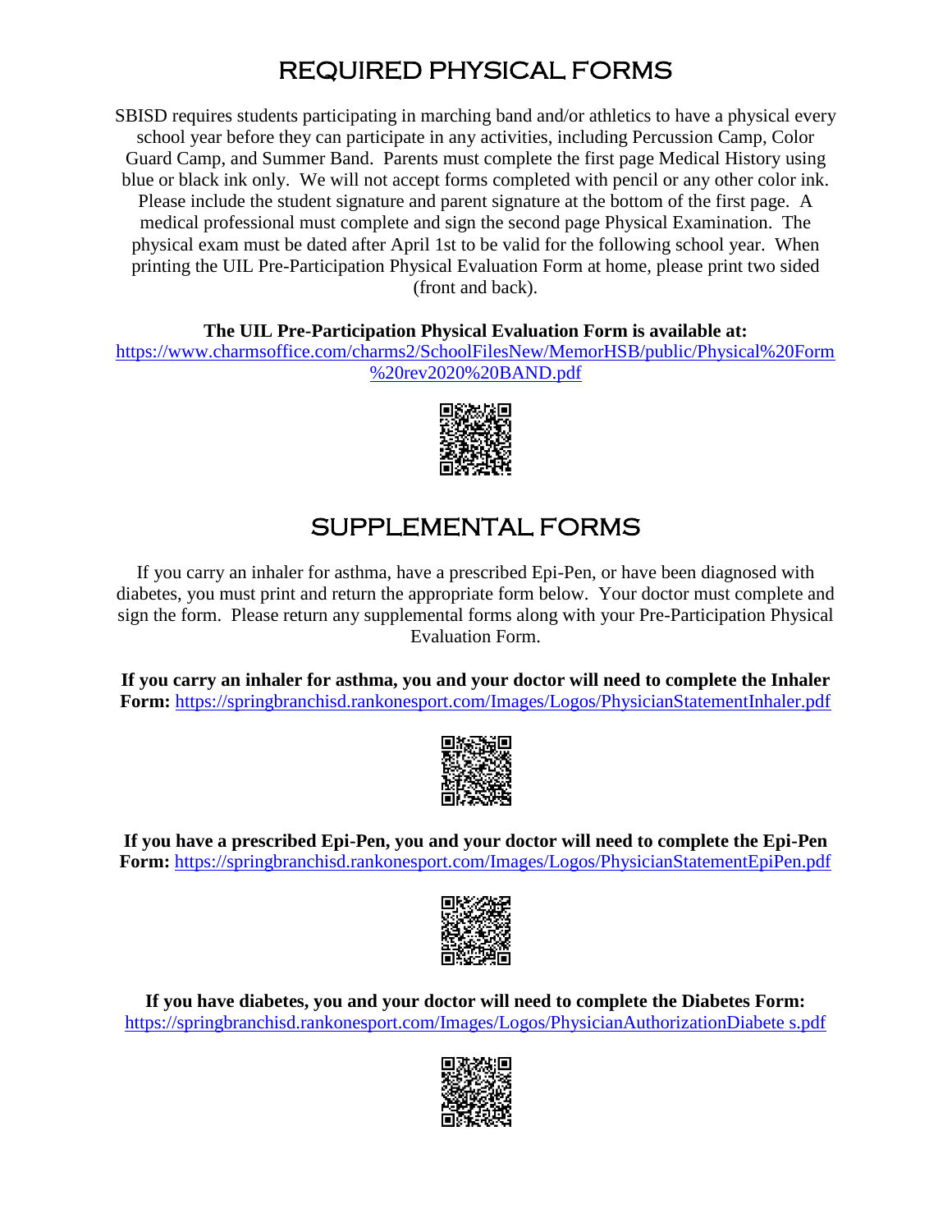# REQUIRED PHYSICAL FORMS

SBISD requires students participating in marching band and/or athletics to have a physical every school year before they can participate in any activities, including Percussion Camp, Color Guard Camp, and Summer Band. Parents must complete the first page Medical History using blue or black ink only. We will not accept forms completed with pencil or any other color ink. Please include the student signature and parent signature at the bottom of the first page. A medical professional must complete and sign the second page Physical Examination. The physical exam must be dated after April 1st to be valid for the following school year. When printing the UIL Pre-Participation Physical Evaluation Form at home, please print two sided (front and back).

**The UIL Pre-Participation Physical Evaluation Form is available at:**
https://www.charmsoffice.com/charms2/SchoolFilesNew/MemorHSB/public/Physical%20Form%20rev2020%20BAND.pdf

# SUPPLEMENTAL FORMS

If you carry an inhaler for asthma, have a prescribed Epi-Pen, or have been diagnosed with diabetes, you must print and return the appropriate form below. Your doctor must complete and sign the form. Please return any supplemental forms along with your Pre-Participation Physical Evaluation Form.

**If you carry an inhaler for asthma, you and your doctor will need to complete the Inhaler Form:** https://springbranchisd.rankonesport.com/Images/Logos/PhysicianStatementInhaler.pdf

**If you have a prescribed Epi-Pen, you and your doctor will need to complete the Epi-Pen Form:** https://springbranchisd.rankonesport.com/Images/Logos/PhysicianStatementEpiPen.pdf

**If you have diabetes, you and your doctor will need to complete the Diabetes Form:**
https://springbranchisd.rankonesport.com/Images/Logos/PhysicianAuthorizationDiabete s.pdf